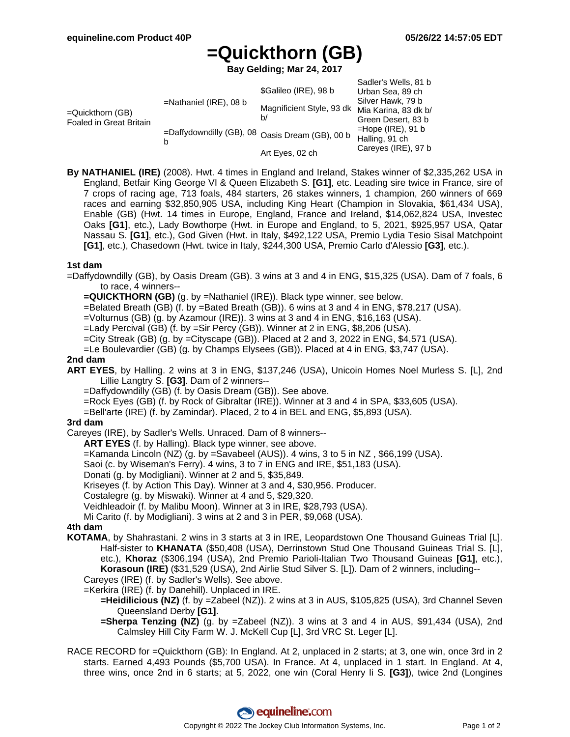# =Quickthorn (GB)

**Bay Gelding; Mar 24, 2017**

| | | | |
|---|---|---|---|
| =Quickthorn (GB) Foaled in Great Britain | =Nathaniel (IRE), 08 b | $Galileo (IRE), 98 b | Sadler's Wells, 81 b |
| | | | Urban Sea, 89 ch |
| | | Magnificient Style, 93 dk b/ | Silver Hawk, 79 b |
| | | | Mia Karina, 83 dk b/ |
| | =Daffydowndilly (GB), 08 b | Oasis Dream (GB), 00 b | Green Desert, 83 b |
| | | | =Hope (IRE), 91 b |
| | | Art Eyes, 02 ch | Halling, 91 ch |
| | | | Careyes (IRE), 97 b |

**By NATHANIEL (IRE)** (2008). Hwt. 4 times in England and Ireland, Stakes winner of $2,335,262 USA in England, Betfair King George VI & Queen Elizabeth S. **[G1]**, etc. Leading sire twice in France, sire of 7 crops of racing age, 713 foals, 484 starters, 26 stakes winners, 1 champion, 260 winners of 669 races and earning $32,850,905 USA, including King Heart (Champion in Slovakia, $61,434 USA), Enable (GB) (Hwt. 14 times in Europe, England, France and Ireland, $14,062,824 USA, Investec Oaks **[G1]**, etc.), Lady Bowthorpe (Hwt. in Europe and England, to 5, 2021, $925,957 USA, Qatar Nassau S. **[G1]**, etc.), God Given (Hwt. in Italy, $492,122 USA, Premio Lydia Tesio Sisal Matchpoint **[G1]**, etc.), Chasedown (Hwt. twice in Italy, $244,300 USA, Premio Carlo d'Alessio **[G3]**, etc.).

### 1st dam

=Daffydowndilly (GB), by Oasis Dream (GB). 3 wins at 3 and 4 in ENG, $15,325 (USA). Dam of 7 foals, 6 to race, 4 winners--

- **=QUICKTHORN (GB)** (g. by =Nathaniel (IRE)). Black type winner, see below.
- =Belated Breath (GB) (f. by =Bated Breath (GB)). 6 wins at 3 and 4 in ENG, $78,217 (USA).
- =Volturnus (GB) (g. by Azamour (IRE)). 3 wins at 3 and 4 in ENG, $16,163 (USA).
- =Lady Percival (GB) (f. by =Sir Percy (GB)). Winner at 2 in ENG, $8,206 (USA).
- =City Streak (GB) (g. by =Cityscape (GB)). Placed at 2 and 3, 2022 in ENG, $4,571 (USA).
- =Le Boulevardier (GB) (g. by Champs Elysees (GB)). Placed at 4 in ENG, $3,747 (USA).

### 2nd dam

**ART EYES**, by Halling. 2 wins at 3 in ENG, $137,246 (USA), Unicoin Homes Noel Murless S. [L], 2nd Lillie Langtry S. **[G3]**. Dam of 2 winners--

- =Daffydowndilly (GB) (f. by Oasis Dream (GB)). See above.
- =Rock Eyes (GB) (f. by Rock of Gibraltar (IRE)). Winner at 3 and 4 in SPA, $33,605 (USA).
- =Bell'arte (IRE) (f. by Zamindar). Placed, 2 to 4 in BEL and ENG, $5,893 (USA).

### 3rd dam

Careyes (IRE), by Sadler's Wells. Unraced. Dam of 8 winners--

- **ART EYES** (f. by Halling). Black type winner, see above.
- =Kamanda Lincoln (NZ) (g. by =Savabeel (AUS)). 4 wins, 3 to 5 in NZ , $66,199 (USA).
- Saoi (c. by Wiseman's Ferry). 4 wins, 3 to 7 in ENG and IRE, $51,183 (USA).
- Donati (g. by Modigliani). Winner at 2 and 5, $35,849.
- Kriseyes (f. by Action This Day). Winner at 3 and 4, $30,956. Producer.
- Costalegre (g. by Miswaki). Winner at 4 and 5, $29,320.
- Veidhleadoir (f. by Malibu Moon). Winner at 3 in IRE, $28,793 (USA).
- Mi Carito (f. by Modigliani). 3 wins at 2 and 3 in PER, $9,068 (USA).

### 4th dam

**KOTAMA**, by Shahrastani. 2 wins in 3 starts at 3 in IRE, Leopardstown One Thousand Guineas Trial [L]. Half-sister to **KHANATA** ($50,408 (USA), Derrinstown Stud One Thousand Guineas Trial S. [L], etc.), **Khoraz** ($306,194 (USA), 2nd Premio Parioli-Italian Two Thousand Guineas **[G1]**, etc.), **Korasoun (IRE)** ($31,529 (USA), 2nd Airlie Stud Silver S. [L]). Dam of 2 winners, including--

- Careyes (IRE) (f. by Sadler's Wells). See above.
- =Kerkira (IRE) (f. by Danehill). Unplaced in IRE.
  - **=Heidilicious (NZ)** (f. by =Zabeel (NZ)). 2 wins at 3 in AUS, $105,825 (USA), 3rd Channel Seven Queensland Derby **[G1]**.
  - **=Sherpa Tenzing (NZ)** (g. by =Zabeel (NZ)). 3 wins at 3 and 4 in AUS, $91,434 (USA), 2nd Calmsley Hill City Farm W. J. McKell Cup [L], 3rd VRC St. Leger [L].

RACE RECORD for =Quickthorn (GB): In England. At 2, unplaced in 2 starts; at 3, one win, once 3rd in 2 starts. Earned 4,493 Pounds ($5,700 USA). In France. At 4, unplaced in 1 start. In England. At 4, three wins, once 2nd in 6 starts; at 5, 2022, one win (Coral Henry Ii S. **[G3]**), twice 2nd (Longines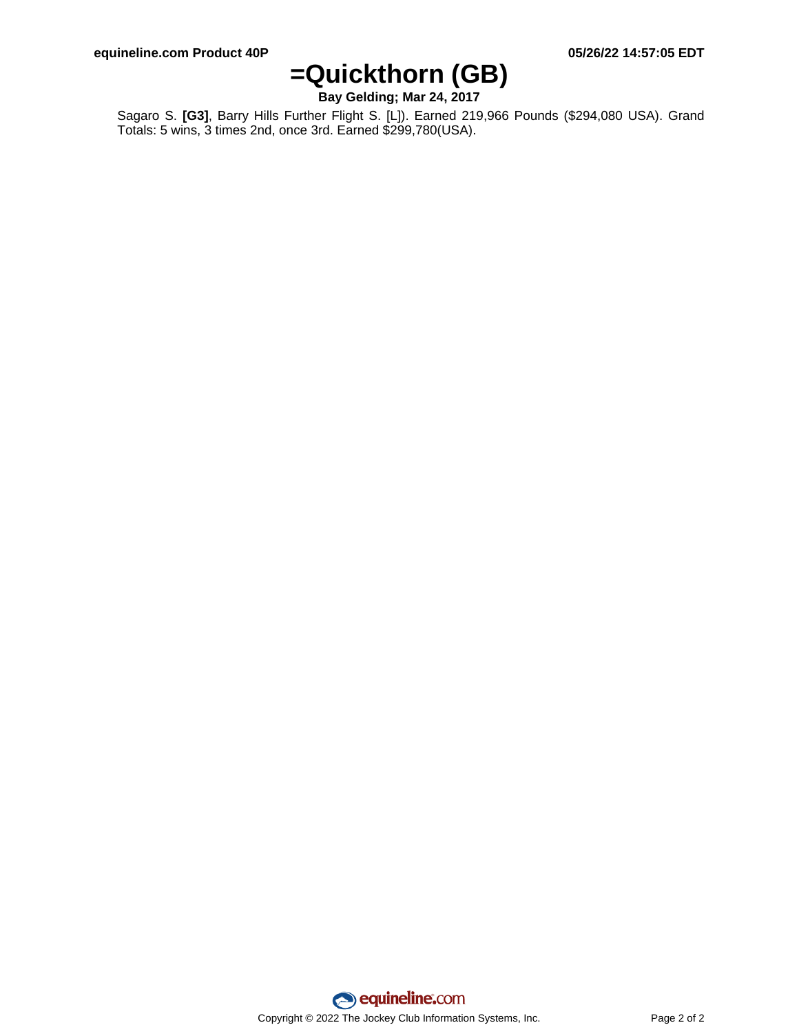# =Quickthorn (GB)

**Bay Gelding; Mar 24, 2017**

Sagaro S. **[G3]**, Barry Hills Further Flight S. [L]). Earned 219,966 Pounds ($294,080 USA). Grand Totals: 5 wins, 3 times 2nd, once 3rd. Earned $299,780(USA).